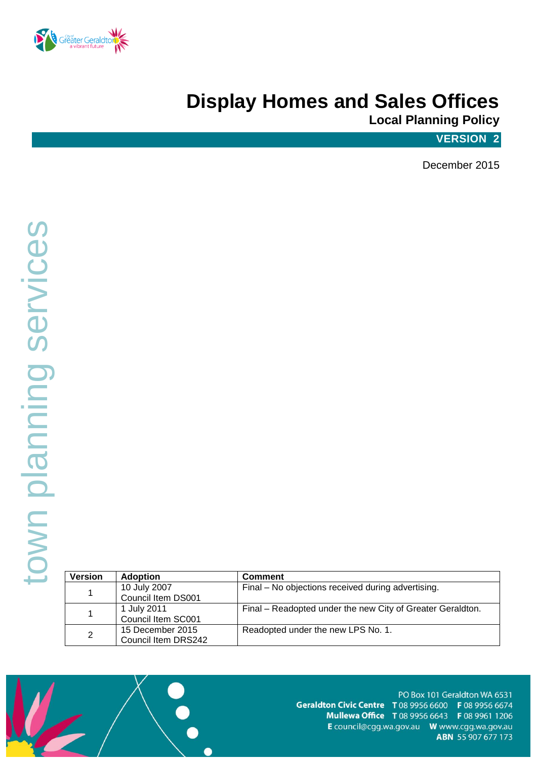# Display Homes and Sales Offices

## Local Planning Policy

**VERSION 2**

December 2015

town planning services

| Version | Adoption | Comment |
|---|---|---|
| 1 | 10 July 2007<br>Council Item DS001 | Final – No objections received during advertising. |
| 1 | 1 July 2011<br>Council Item SC001 | Final – Readopted under the new City of Greater Geraldton. |
| 2 | 15 December 2015<br>Council Item DRS242 | Readopted under the new LPS No. 1. |

PO Box 101 Geraldton WA 6531
**Geraldton Civic Centre** T 08 9956 6600 F 08 9956 6674
**Mullewa Office** T 08 9956 6643 F 08 9961 1206
E council@cgg.wa.gov.au W www.cgg.wa.gov.au
**ABN** 55 907 677 173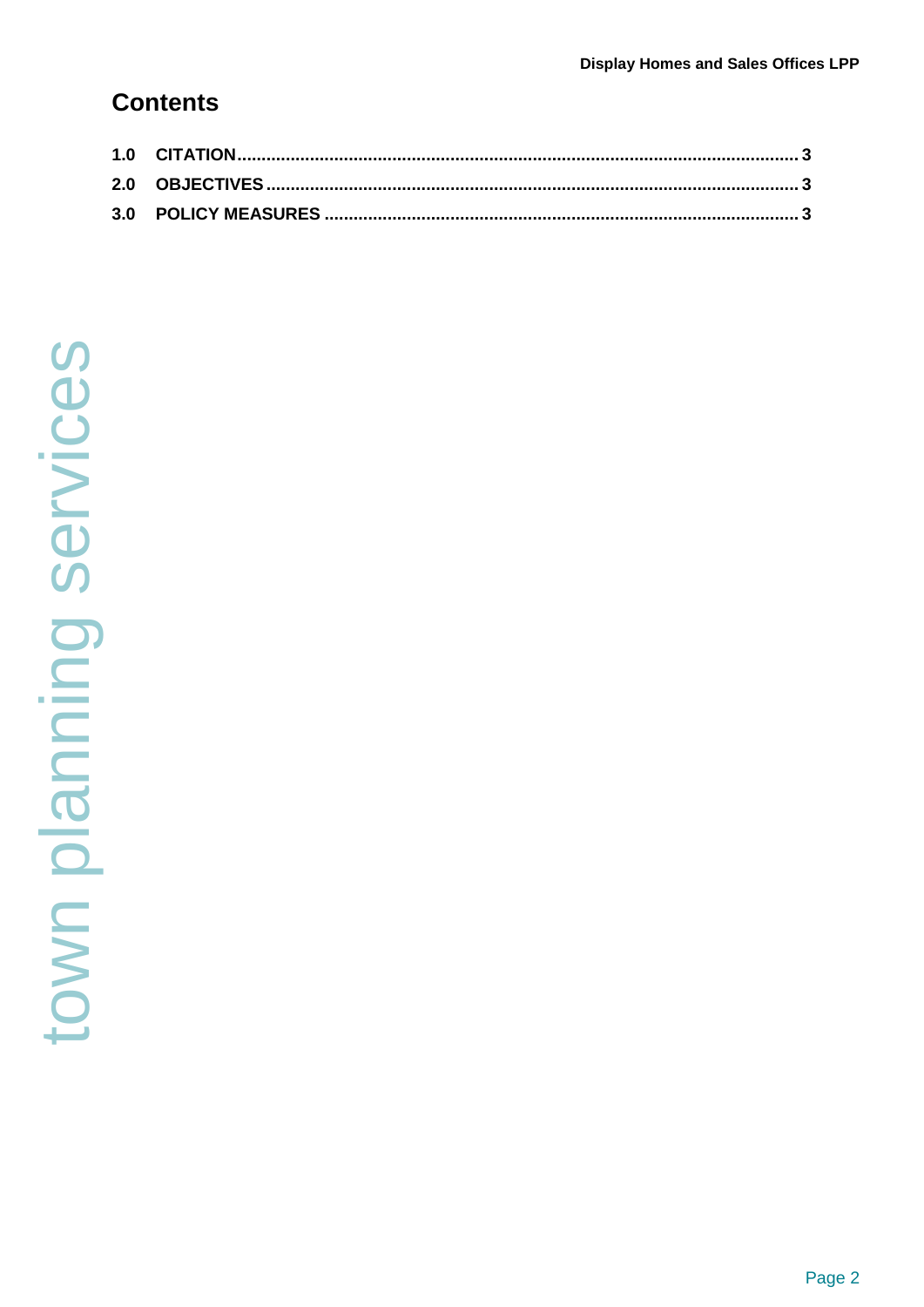## Contents

1.0 CITATION ........................................................................................................ 3

2.0 OBJECTIVES .................................................................................................... 3

3.0 POLICY MEASURES ......................................................................................... 3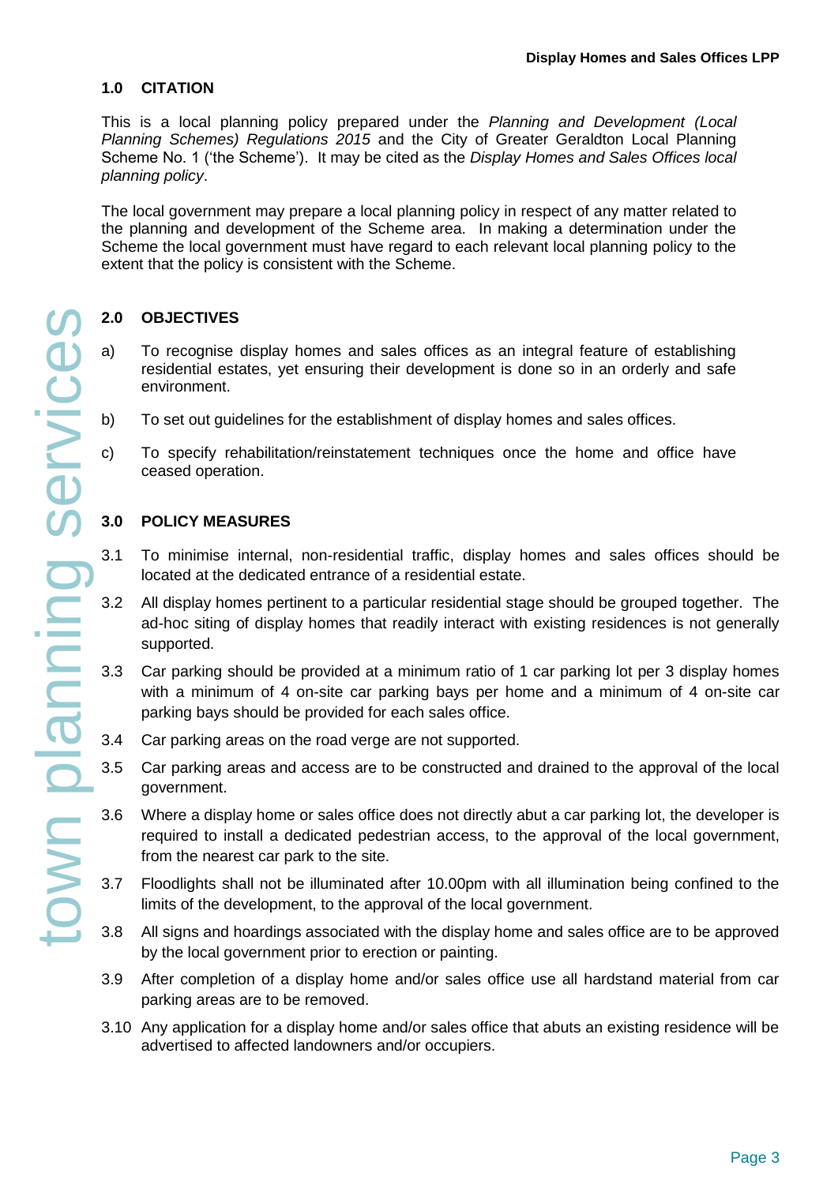## 1.0 CITATION

This is a local planning policy prepared under the *Planning and Development (Local Planning Schemes) Regulations 2015* and the City of Greater Geraldton Local Planning Scheme No. 1 ('the Scheme'). It may be cited as the *Display Homes and Sales Offices local planning policy*.

The local government may prepare a local planning policy in respect of any matter related to the planning and development of the Scheme area. In making a determination under the Scheme the local government must have regard to each relevant local planning policy to the extent that the policy is consistent with the Scheme.

## 2.0 OBJECTIVES

a) To recognise display homes and sales offices as an integral feature of establishing residential estates, yet ensuring their development is done so in an orderly and safe environment.

b) To set out guidelines for the establishment of display homes and sales offices.

c) To specify rehabilitation/reinstatement techniques once the home and office have ceased operation.

## 3.0 POLICY MEASURES

3.1 To minimise internal, non-residential traffic, display homes and sales offices should be located at the dedicated entrance of a residential estate.

3.2 All display homes pertinent to a particular residential stage should be grouped together. The ad-hoc siting of display homes that readily interact with existing residences is not generally supported.

3.3 Car parking should be provided at a minimum ratio of 1 car parking lot per 3 display homes with a minimum of 4 on-site car parking bays per home and a minimum of 4 on-site car parking bays should be provided for each sales office.

3.4 Car parking areas on the road verge are not supported.

3.5 Car parking areas and access are to be constructed and drained to the approval of the local government.

3.6 Where a display home or sales office does not directly abut a car parking lot, the developer is required to install a dedicated pedestrian access, to the approval of the local government, from the nearest car park to the site.

3.7 Floodlights shall not be illuminated after 10.00pm with all illumination being confined to the limits of the development, to the approval of the local government.

3.8 All signs and hoardings associated with the display home and sales office are to be approved by the local government prior to erection or painting.

3.9 After completion of a display home and/or sales office use all hardstand material from car parking areas are to be removed.

3.10 Any application for a display home and/or sales office that abuts an existing residence will be advertised to affected landowners and/or occupiers.